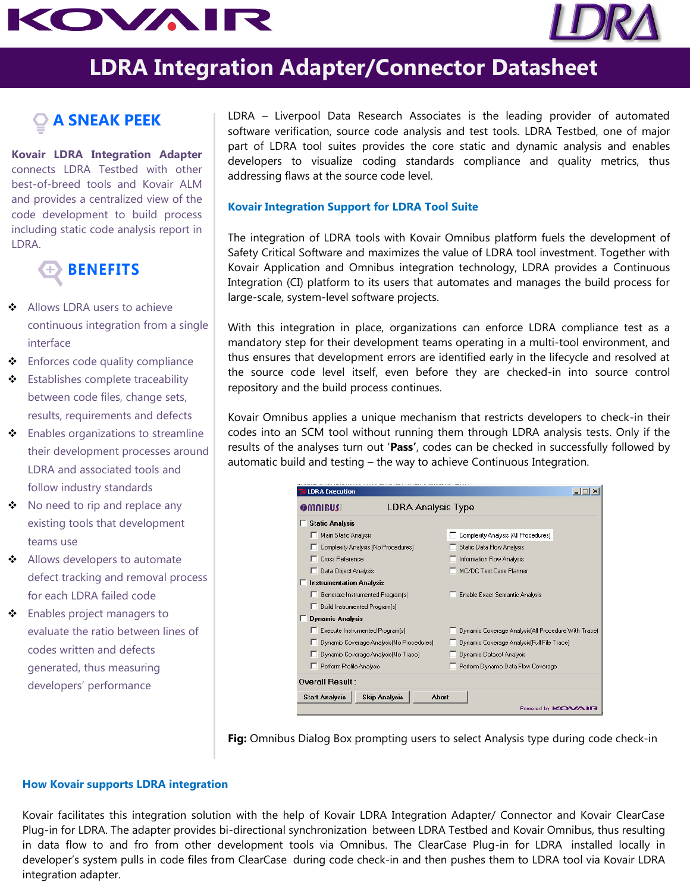# LDRA Integration Adapter/Connector Datasheet

## A SNEAK PEEK

**Kovair LDRA Integration Adapter** connects LDRA Testbed with other best-of-breed tools and Kovair ALM and provides a centralized view of the code development to build process including static code analysis report in LDRA.

## BENEFITS

- Allows LDRA users to achieve continuous integration from a single interface
- Enforces code quality compliance
- Establishes complete traceability between code files, change sets, results, requirements and defects
- Enables organizations to streamline their development processes around LDRA and associated tools and follow industry standards
- No need to rip and replace any existing tools that development teams use
- Allows developers to automate defect tracking and removal process for each LDRA failed code
- Enables project managers to evaluate the ratio between lines of codes written and defects generated, thus measuring developers' performance

LDRA – Liverpool Data Research Associates is the leading provider of automated software verification, source code analysis and test tools. LDRA Testbed, one of major part of LDRA tool suites provides the core static and dynamic analysis and enables developers to visualize coding standards compliance and quality metrics, thus addressing flaws at the source code level.

### Kovair Integration Support for LDRA Tool Suite

The integration of LDRA tools with Kovair Omnibus platform fuels the development of Safety Critical Software and maximizes the value of LDRA tool investment. Together with Kovair Application and Omnibus integration technology, LDRA provides a Continuous Integration (CI) platform to its users that automates and manages the build process for large-scale, system-level software projects.

With this integration in place, organizations can enforce LDRA compliance test as a mandatory step for their development teams operating in a multi-tool environment, and thus ensures that development errors are identified early in the lifecycle and resolved at the source code level itself, even before they are checked-in into source control repository and the build process continues.

Kovair Omnibus applies a unique mechanism that restricts developers to check-in their codes into an SCM tool without running them through LDRA analysis tests. Only if the results of the analyses turn out '**Pass**', codes can be checked in successfully followed by automatic build and testing – the way to achieve Continuous Integration.

**Fig:** Omnibus Dialog Box prompting users to select Analysis type during code check-in

### How Kovair supports LDRA integration

Kovair facilitates this integration solution with the help of Kovair LDRA Integration Adapter/ Connector and Kovair ClearCase Plug-in for LDRA. The adapter provides bi-directional synchronization between LDRA Testbed and Kovair Omnibus, thus resulting in data flow to and fro from other development tools via Omnibus. The ClearCase Plug-in for LDRA installed locally in developer's system pulls in code files from ClearCase during code check-in and then pushes them to LDRA tool via Kovair LDRA integration adapter.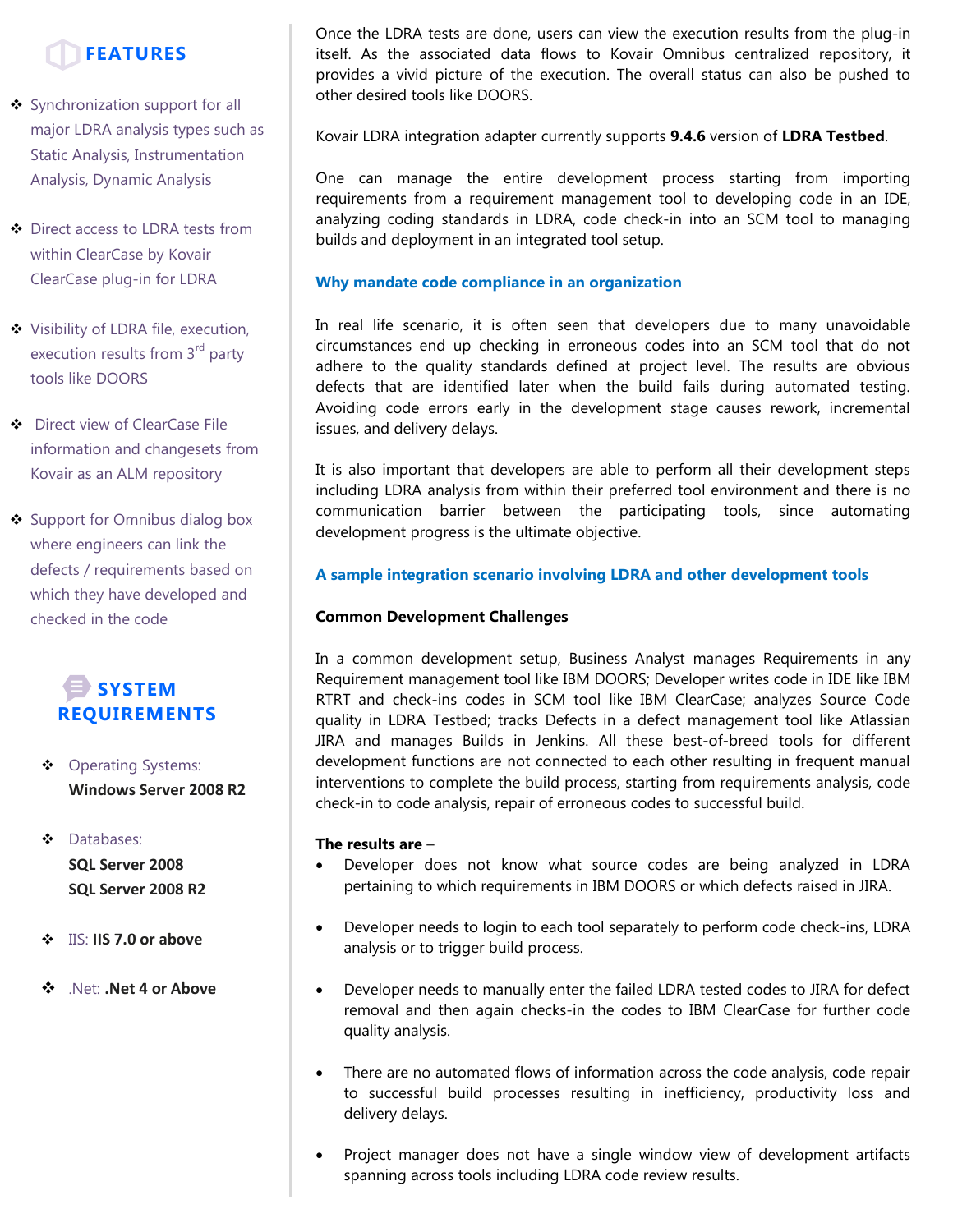## FEATURES

- Synchronization support for all major LDRA analysis types such as Static Analysis, Instrumentation Analysis, Dynamic Analysis
- Direct access to LDRA tests from within ClearCase by Kovair ClearCase plug-in for LDRA
- Visibility of LDRA file, execution, execution results from 3rd party tools like DOORS
- Direct view of ClearCase File information and changesets from Kovair as an ALM repository
- Support for Omnibus dialog box where engineers can link the defects / requirements based on which they have developed and checked in the code

## SYSTEM REQUIREMENTS

- Operating Systems: **Windows Server 2008 R2**
- Databases: **SQL Server 2008** **SQL Server 2008 R2**
- IIS: **IIS 7.0 or above**
- .Net: **.Net 4 or Above**

Once the LDRA tests are done, users can view the execution results from the plug-in itself. As the associated data flows to Kovair Omnibus centralized repository, it provides a vivid picture of the execution. The overall status can also be pushed to other desired tools like DOORS.

Kovair LDRA integration adapter currently supports **9.4.6** version of **LDRA Testbed**.

One can manage the entire development process starting from importing requirements from a requirement management tool to developing code in an IDE, analyzing coding standards in LDRA, code check-in into an SCM tool to managing builds and deployment in an integrated tool setup.

### Why mandate code compliance in an organization

In real life scenario, it is often seen that developers due to many unavoidable circumstances end up checking in erroneous codes into an SCM tool that do not adhere to the quality standards defined at project level. The results are obvious defects that are identified later when the build fails during automated testing. Avoiding code errors early in the development stage causes rework, incremental issues, and delivery delays.

It is also important that developers are able to perform all their development steps including LDRA analysis from within their preferred tool environment and there is no communication barrier between the participating tools, since automating development progress is the ultimate objective.

### A sample integration scenario involving LDRA and other development tools

**Common Development Challenges**

In a common development setup, Business Analyst manages Requirements in any Requirement management tool like IBM DOORS; Developer writes code in IDE like IBM RTRT and check-ins codes in SCM tool like IBM ClearCase; analyzes Source Code quality in LDRA Testbed; tracks Defects in a defect management tool like Atlassian JIRA and manages Builds in Jenkins. All these best-of-breed tools for different development functions are not connected to each other resulting in frequent manual interventions to complete the build process, starting from requirements analysis, code check-in to code analysis, repair of erroneous codes to successful build.

**The results are** –

- Developer does not know what source codes are being analyzed in LDRA pertaining to which requirements in IBM DOORS or which defects raised in JIRA.
- Developer needs to login to each tool separately to perform code check-ins, LDRA analysis or to trigger build process.
- Developer needs to manually enter the failed LDRA tested codes to JIRA for defect removal and then again checks-in the codes to IBM ClearCase for further code quality analysis.
- There are no automated flows of information across the code analysis, code repair to successful build processes resulting in inefficiency, productivity loss and delivery delays.
- Project manager does not have a single window view of development artifacts spanning across tools including LDRA code review results.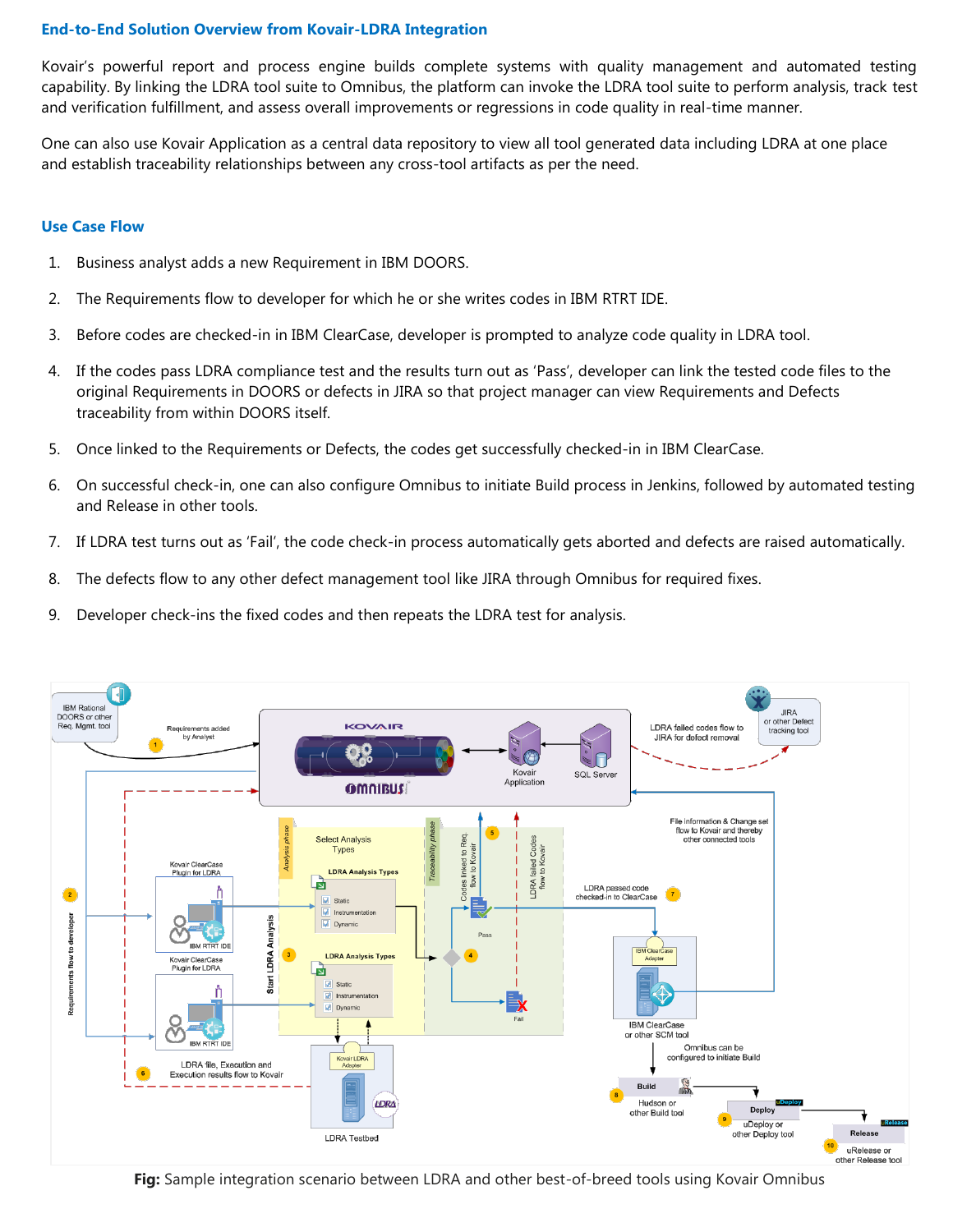## End-to-End Solution Overview from Kovair-LDRA Integration

Kovair's powerful report and process engine builds complete systems with quality management and automated testing capability. By linking the LDRA tool suite to Omnibus, the platform can invoke the LDRA tool suite to perform analysis, track test and verification fulfillment, and assess overall improvements or regressions in code quality in real-time manner.

One can also use Kovair Application as a central data repository to view all tool generated data including LDRA at one place and establish traceability relationships between any cross-tool artifacts as per the need.

## Use Case Flow

1. Business analyst adds a new Requirement in IBM DOORS.
2. The Requirements flow to developer for which he or she writes codes in IBM RTRT IDE.
3. Before codes are checked-in in IBM ClearCase, developer is prompted to analyze code quality in LDRA tool.
4. If the codes pass LDRA compliance test and the results turn out as 'Pass', developer can link the tested code files to the original Requirements in DOORS or defects in JIRA so that project manager can view Requirements and Defects traceability from within DOORS itself.
5. Once linked to the Requirements or Defects, the codes get successfully checked-in in IBM ClearCase.
6. On successful check-in, one can also configure Omnibus to initiate Build process in Jenkins, followed by automated testing and Release in other tools.
7. If LDRA test turns out as 'Fail', the code check-in process automatically gets aborted and defects are raised automatically.
8. The defects flow to any other defect management tool like JIRA through Omnibus for required fixes.
9. Developer check-ins the fixed codes and then repeats the LDRA test for analysis.

**Fig:** Sample integration scenario between LDRA and other best-of-breed tools using Kovair Omnibus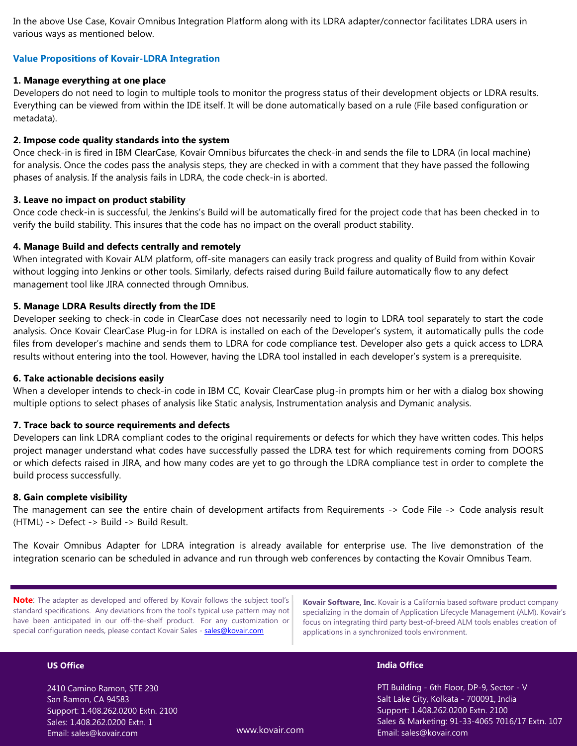In the above Use Case, Kovair Omnibus Integration Platform along with its LDRA adapter/connector facilitates LDRA users in various ways as mentioned below.

## Value Propositions of Kovair-LDRA Integration

**1. Manage everything at one place**

Developers do not need to login to multiple tools to monitor the progress status of their development objects or LDRA results. Everything can be viewed from within the IDE itself. It will be done automatically based on a rule (File based configuration or metadata).

**2. Impose code quality standards into the system**

Once check-in is fired in IBM ClearCase, Kovair Omnibus bifurcates the check-in and sends the file to LDRA (in local machine) for analysis. Once the codes pass the analysis steps, they are checked in with a comment that they have passed the following phases of analysis. If the analysis fails in LDRA, the code check-in is aborted.

**3. Leave no impact on product stability**

Once code check-in is successful, the Jenkins's Build will be automatically fired for the project code that has been checked in to verify the build stability. This insures that the code has no impact on the overall product stability.

**4. Manage Build and defects centrally and remotely**

When integrated with Kovair ALM platform, off-site managers can easily track progress and quality of Build from within Kovair without logging into Jenkins or other tools. Similarly, defects raised during Build failure automatically flow to any defect management tool like JIRA connected through Omnibus.

**5. Manage LDRA Results directly from the IDE**

Developer seeking to check-in code in ClearCase does not necessarily need to login to LDRA tool separately to start the code analysis. Once Kovair ClearCase Plug-in for LDRA is installed on each of the Developer's system, it automatically pulls the code files from developer's machine and sends them to LDRA for code compliance test. Developer also gets a quick access to LDRA results without entering into the tool. However, having the LDRA tool installed in each developer's system is a prerequisite.

**6. Take actionable decisions easily**

When a developer intends to check-in code in IBM CC, Kovair ClearCase plug-in prompts him or her with a dialog box showing multiple options to select phases of analysis like Static analysis, Instrumentation analysis and Dymanic analysis.

**7. Trace back to source requirements and defects**

Developers can link LDRA compliant codes to the original requirements or defects for which they have written codes. This helps project manager understand what codes have successfully passed the LDRA test for which requirements coming from DOORS or which defects raised in JIRA, and how many codes are yet to go through the LDRA compliance test in order to complete the build process successfully.

**8. Gain complete visibility**

The management can see the entire chain of development artifacts from Requirements -> Code File -> Code analysis result (HTML) -> Defect -> Build -> Build Result.

The Kovair Omnibus Adapter for LDRA integration is already available for enterprise use. The live demonstration of the integration scenario can be scheduled in advance and run through web conferences by contacting the Kovair Omnibus Team.

**Note**: The adapter as developed and offered by Kovair follows the subject tool's standard specifications. Any deviations from the tool's typical use pattern may not have been anticipated in our off-the-shelf product. For any customization or special configuration needs, please contact Kovair Sales - sales@kovair.com

**Kovair Software, Inc**. Kovair is a California based software product company specializing in the domain of Application Lifecycle Management (ALM). Kovair's focus on integrating third party best-of-breed ALM tools enables creation of applications in a synchronized tools environment.

**US Office**

2410 Camino Ramon, STE 230
San Ramon, CA 94583
Support: 1.408.262.0200 Extn. 2100
Sales: 1.408.262.0200 Extn. 1
Email: sales@kovair.com

**India Office**

PTI Building - 6th Floor, DP-9, Sector - V
Salt Lake City, Kolkata - 700091, India
Support: 1.408.262.0200 Extn. 2100
Sales & Marketing: 91-33-4065 7016/17 Extn. 107
Email: sales@kovair.com

www.kovair.com